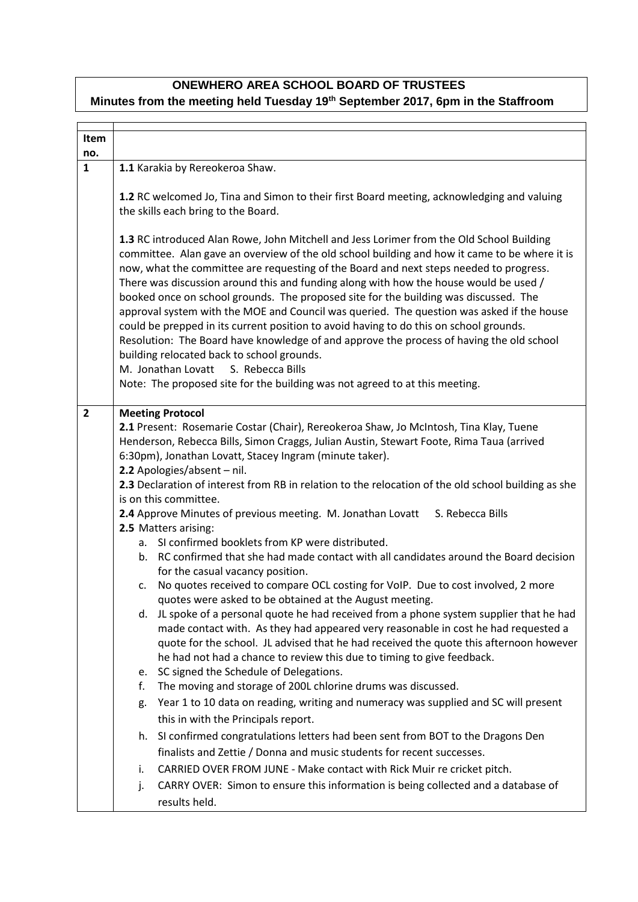# ONEWHERO AREA SCHOOL BOARD OF TRUSTEES

**Minutes from the meeting held Tuesday 19th September 2017, 6pm in the Staffroom**

| Item no. | |
|---|---|
| 1 | **1.1** Karakia by Rereokeroa Shaw.<br><br>**1.2** RC welcomed Jo, Tina and Simon to their first Board meeting, acknowledging and valuing the skills each bring to the Board.<br><br>**1.3** RC introduced Alan Rowe, John Mitchell and Jess Lorimer from the Old School Building committee. Alan gave an overview of the old school building and how it came to be where it is now, what the committee are requesting of the Board and next steps needed to progress. There was discussion around this and funding along with how the house would be used / booked once on school grounds. The proposed site for the building was discussed. The approval system with the MOE and Council was queried. The question was asked if the house could be prepped in its current position to avoid having to do this on school grounds.<br>Resolution: The Board have knowledge of and approve the process of having the old school building relocated back to school grounds.<br>M. Jonathan Lovatt S. Rebecca Bills<br>Note: The proposed site for the building was not agreed to at this meeting. |
| 2 | **Meeting Protocol**<br>**2.1** Present: Rosemarie Costar (Chair), Rereokeroa Shaw, Jo McIntosh, Tina Klay, Tuene Henderson, Rebecca Bills, Simon Craggs, Julian Austin, Stewart Foote, Rima Taua (arrived 6:30pm), Jonathan Lovatt, Stacey Ingram (minute taker).<br>**2.2** Apologies/absent – nil.<br>**2.3** Declaration of interest from RB in relation to the relocation of the old school building as she is on this committee.<br>**2.4** Approve Minutes of previous meeting. M. Jonathan Lovatt S. Rebecca Bills<br>**2.5** Matters arising:<br>a. SI confirmed booklets from KP were distributed.<br>b. RC confirmed that she had made contact with all candidates around the Board decision for the casual vacancy position.<br>c. No quotes received to compare OCL costing for VoIP. Due to cost involved, 2 more quotes were asked to be obtained at the August meeting.<br>d. JL spoke of a personal quote he had received from a phone system supplier that he had made contact with. As they had appeared very reasonable in cost he had requested a quote for the school. JL advised that he had received the quote this afternoon however he had not had a chance to review this due to timing to give feedback.<br>e. SC signed the Schedule of Delegations.<br>f. The moving and storage of 200L chlorine drums was discussed.<br>g. Year 1 to 10 data on reading, writing and numeracy was supplied and SC will present this in with the Principals report.<br>h. SI confirmed congratulations letters had been sent from BOT to the Dragons Den finalists and Zettie / Donna and music students for recent successes.<br>i. CARRIED OVER FROM JUNE - Make contact with Rick Muir re cricket pitch.<br>j. CARRY OVER: Simon to ensure this information is being collected and a database of results held. |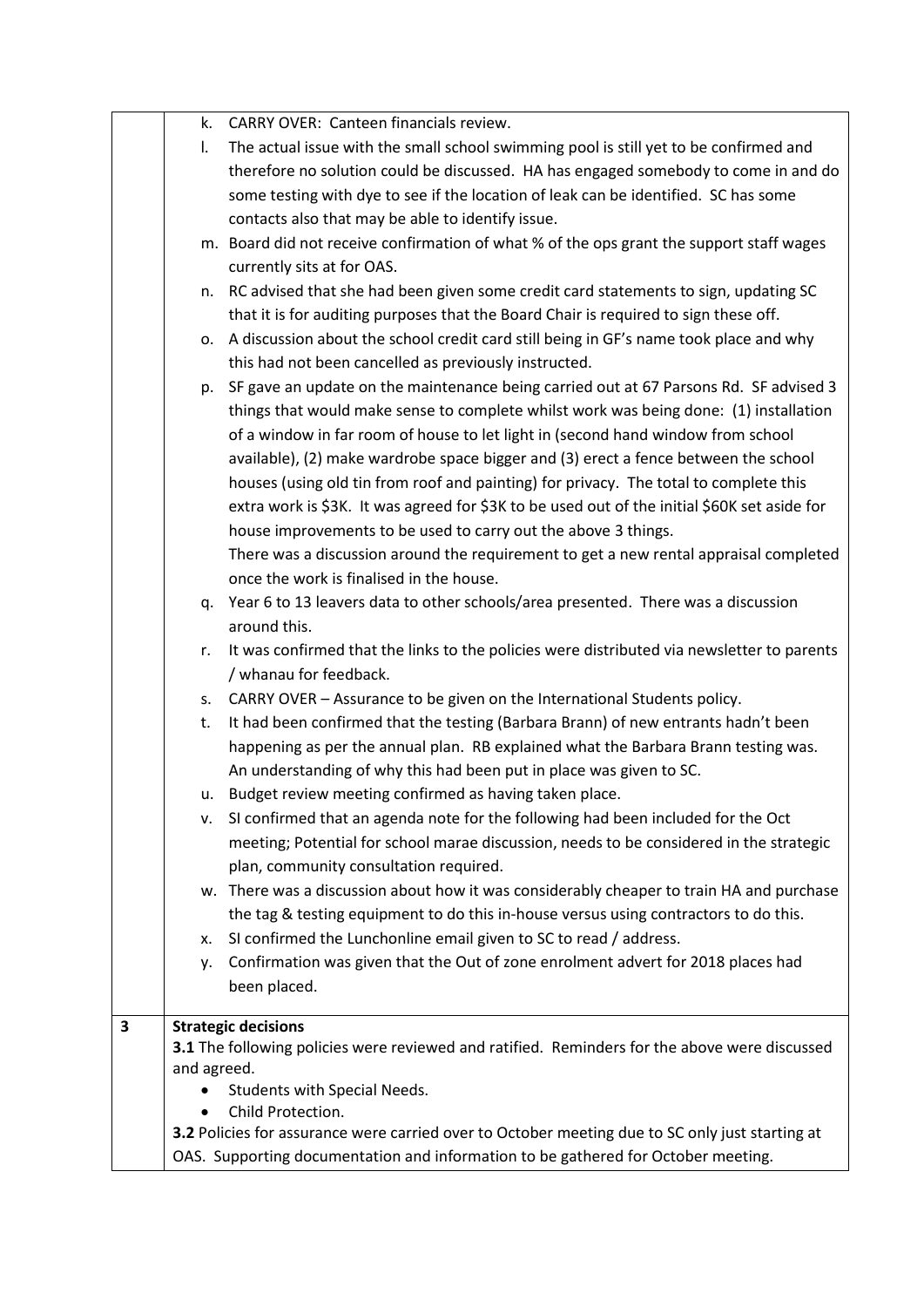|   |   |
|---|---|
|   | k. CARRY OVER: Canteen financials review.<br>l. The actual issue with the small school swimming pool is still yet to be confirmed and therefore no solution could be discussed. HA has engaged somebody to come in and do some testing with dye to see if the location of leak can be identified. SC has some contacts also that may be able to identify issue.<br>m. Board did not receive confirmation of what % of the ops grant the support staff wages currently sits at for OAS.<br>n. RC advised that she had been given some credit card statements to sign, updating SC that it is for auditing purposes that the Board Chair is required to sign these off.<br>o. A discussion about the school credit card still being in GF's name took place and why this had not been cancelled as previously instructed.<br>p. SF gave an update on the maintenance being carried out at 67 Parsons Rd. SF advised 3 things that would make sense to complete whilst work was being done: (1) installation of a window in far room of house to let light in (second hand window from school available), (2) make wardrobe space bigger and (3) erect a fence between the school houses (using old tin from roof and painting) for privacy. The total to complete this extra work is $3K. It was agreed for $3K to be used out of the initial $60K set aside for house improvements to be used to carry out the above 3 things.<br>There was a discussion around the requirement to get a new rental appraisal completed once the work is finalised in the house.<br>q. Year 6 to 13 leavers data to other schools/area presented. There was a discussion around this.<br>r. It was confirmed that the links to the policies were distributed via newsletter to parents / whanau for feedback.<br>s. CARRY OVER – Assurance to be given on the International Students policy.<br>t. It had been confirmed that the testing (Barbara Brann) of new entrants hadn't been happening as per the annual plan. RB explained what the Barbara Brann testing was. An understanding of why this had been put in place was given to SC.<br>u. Budget review meeting confirmed as having taken place.<br>v. SI confirmed that an agenda note for the following had been included for the Oct meeting; Potential for school marae discussion, needs to be considered in the strategic plan, community consultation required.<br>w. There was a discussion about how it was considerably cheaper to train HA and purchase the tag & testing equipment to do this in-house versus using contractors to do this.<br>x. SI confirmed the Lunchonline email given to SC to read / address.<br>y. Confirmation was given that the Out of zone enrolment advert for 2018 places had been placed. |
| **3** | **Strategic decisions**<br>**3.1** The following policies were reviewed and ratified. Reminders for the above were discussed and agreed.<br>• Students with Special Needs.<br>• Child Protection.<br>**3.2** Policies for assurance were carried over to October meeting due to SC only just starting at OAS. Supporting documentation and information to be gathered for October meeting. |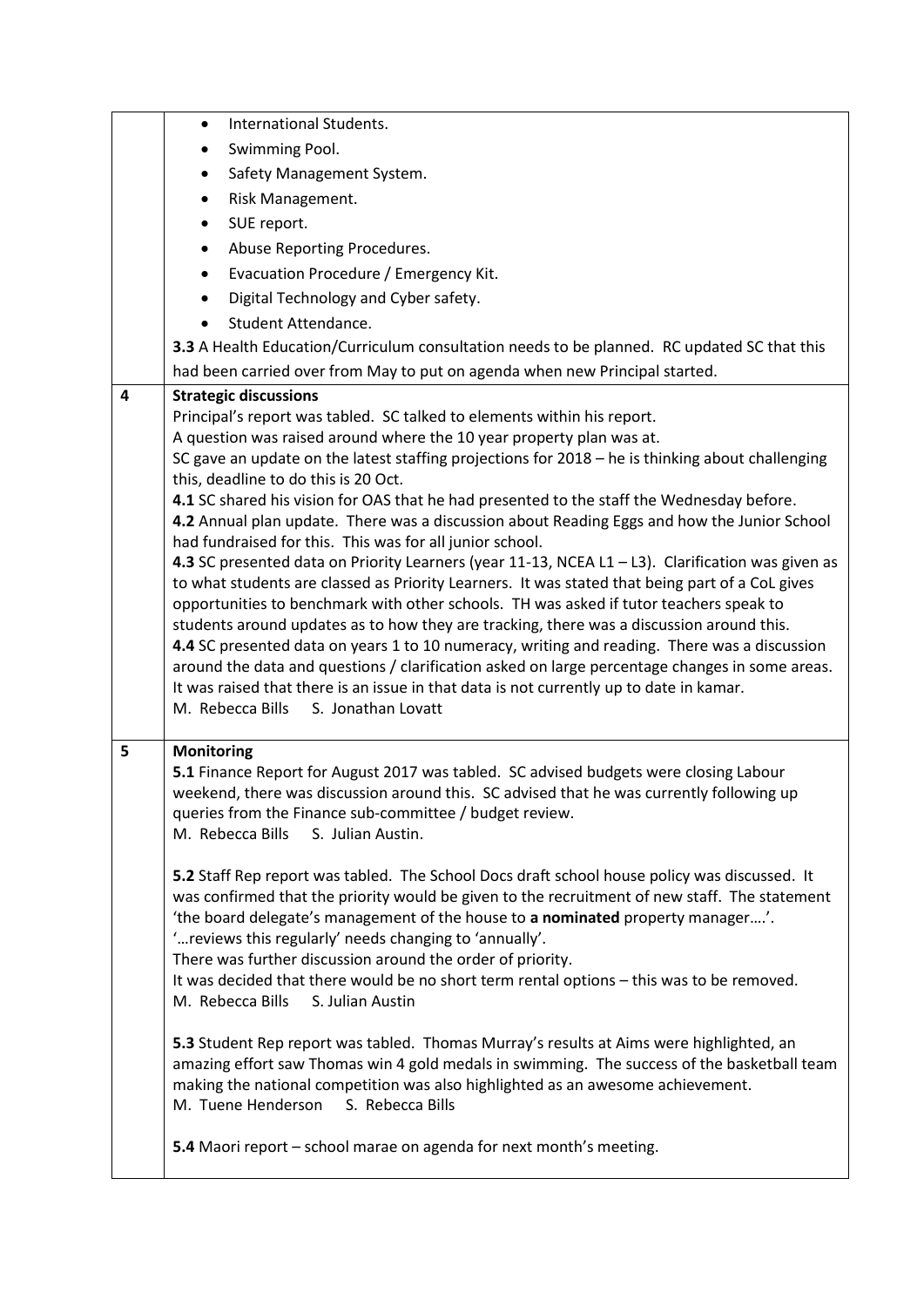| | |
|---|---|
| | • International Students.<br>• Swimming Pool.<br>• Safety Management System.<br>• Risk Management.<br>• SUE report.<br>• Abuse Reporting Procedures.<br>• Evacuation Procedure / Emergency Kit.<br>• Digital Technology and Cyber safety.<br>• Student Attendance.<br>**3.3** A Health Education/Curriculum consultation needs to be planned. RC updated SC that this had been carried over from May to put on agenda when new Principal started. |
| **4** | **Strategic discussions**<br>Principal's report was tabled. SC talked to elements within his report.<br>A question was raised around where the 10 year property plan was at.<br>SC gave an update on the latest staffing projections for 2018 – he is thinking about challenging this, deadline to do this is 20 Oct.<br>**4.1** SC shared his vision for OAS that he had presented to the staff the Wednesday before.<br>**4.2** Annual plan update. There was a discussion about Reading Eggs and how the Junior School had fundraised for this. This was for all junior school.<br>**4.3** SC presented data on Priority Learners (year 11-13, NCEA L1 – L3). Clarification was given as to what students are classed as Priority Learners. It was stated that being part of a CoL gives opportunities to benchmark with other schools. TH was asked if tutor teachers speak to students around updates as to how they are tracking, there was a discussion around this.<br>**4.4** SC presented data on years 1 to 10 numeracy, writing and reading. There was a discussion around the data and questions / clarification asked on large percentage changes in some areas. It was raised that there is an issue in that data is not currently up to date in kamar.<br>M. Rebecca Bills S. Jonathan Lovatt |
| **5** | **Monitoring**<br>**5.1** Finance Report for August 2017 was tabled. SC advised budgets were closing Labour weekend, there was discussion around this. SC advised that he was currently following up queries from the Finance sub-committee / budget review.<br>M. Rebecca Bills S. Julian Austin.<br><br>**5.2** Staff Rep report was tabled. The School Docs draft school house policy was discussed. It was confirmed that the priority would be given to the recruitment of new staff. The statement 'the board delegate's management of the house to **a nominated** property manager….'.<br>'…reviews this regularly' needs changing to 'annually'.<br>There was further discussion around the order of priority.<br>It was decided that there would be no short term rental options – this was to be removed.<br>M. Rebecca Bills S. Julian Austin<br><br>**5.3** Student Rep report was tabled. Thomas Murray's results at Aims were highlighted, an amazing effort saw Thomas win 4 gold medals in swimming. The success of the basketball team making the national competition was also highlighted as an awesome achievement.<br>M. Tuene Henderson S. Rebecca Bills<br><br>**5.4** Maori report – school marae on agenda for next month's meeting. |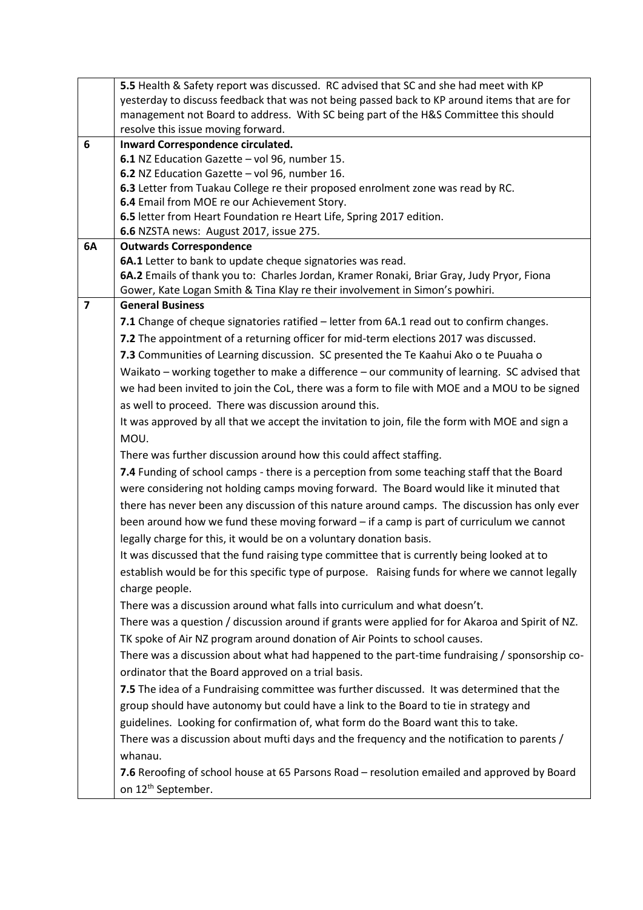| | |
|---|---|
| | **5.5** Health & Safety report was discussed. RC advised that SC and she had meet with KP yesterday to discuss feedback that was not being passed back to KP around items that are for management not Board to address. With SC being part of the H&S Committee this should resolve this issue moving forward. |
| **6** | **Inward Correspondence circulated.**<br>**6.1** NZ Education Gazette – vol 96, number 15.<br>**6.2** NZ Education Gazette – vol 96, number 16.<br>**6.3** Letter from Tuakau College re their proposed enrolment zone was read by RC.<br>**6.4** Email from MOE re our Achievement Story.<br>**6.5** letter from Heart Foundation re Heart Life, Spring 2017 edition.<br>**6.6** NZSTA news: August 2017, issue 275. |
| **6A** | **Outwards Correspondence**<br>**6A.1** Letter to bank to update cheque signatories was read.<br>**6A.2** Emails of thank you to: Charles Jordan, Kramer Ronaki, Briar Gray, Judy Pryor, Fiona Gower, Kate Logan Smith & Tina Klay re their involvement in Simon's powhiri. |
| **7** | **General Business**<br>**7.1** Change of cheque signatories ratified – letter from 6A.1 read out to confirm changes.<br>**7.2** The appointment of a returning officer for mid-term elections 2017 was discussed.<br>**7.3** Communities of Learning discussion. SC presented the Te Kaahui Ako o te Puuaha o Waikato – working together to make a difference – our community of learning. SC advised that we had been invited to join the CoL, there was a form to file with MOE and a MOU to be signed as well to proceed. There was discussion around this.<br>It was approved by all that we accept the invitation to join, file the form with MOE and sign a MOU.<br>There was further discussion around how this could affect staffing.<br>**7.4** Funding of school camps - there is a perception from some teaching staff that the Board were considering not holding camps moving forward. The Board would like it minuted that there has never been any discussion of this nature around camps. The discussion has only ever been around how we fund these moving forward – if a camp is part of curriculum we cannot legally charge for this, it would be on a voluntary donation basis.<br>It was discussed that the fund raising type committee that is currently being looked at to establish would be for this specific type of purpose. Raising funds for where we cannot legally charge people.<br>There was a discussion around what falls into curriculum and what doesn't.<br>There was a question / discussion around if grants were applied for for Akaroa and Spirit of NZ.<br>TK spoke of Air NZ program around donation of Air Points to school causes.<br>There was a discussion about what had happened to the part-time fundraising / sponsorship co-ordinator that the Board approved on a trial basis.<br>**7.5** The idea of a Fundraising committee was further discussed. It was determined that the group should have autonomy but could have a link to the Board to tie in strategy and guidelines. Looking for confirmation of, what form do the Board want this to take.<br>There was a discussion about mufti days and the frequency and the notification to parents / whanau.<br>**7.6** Reroofing of school house at 65 Parsons Road – resolution emailed and approved by Board on 12th September. |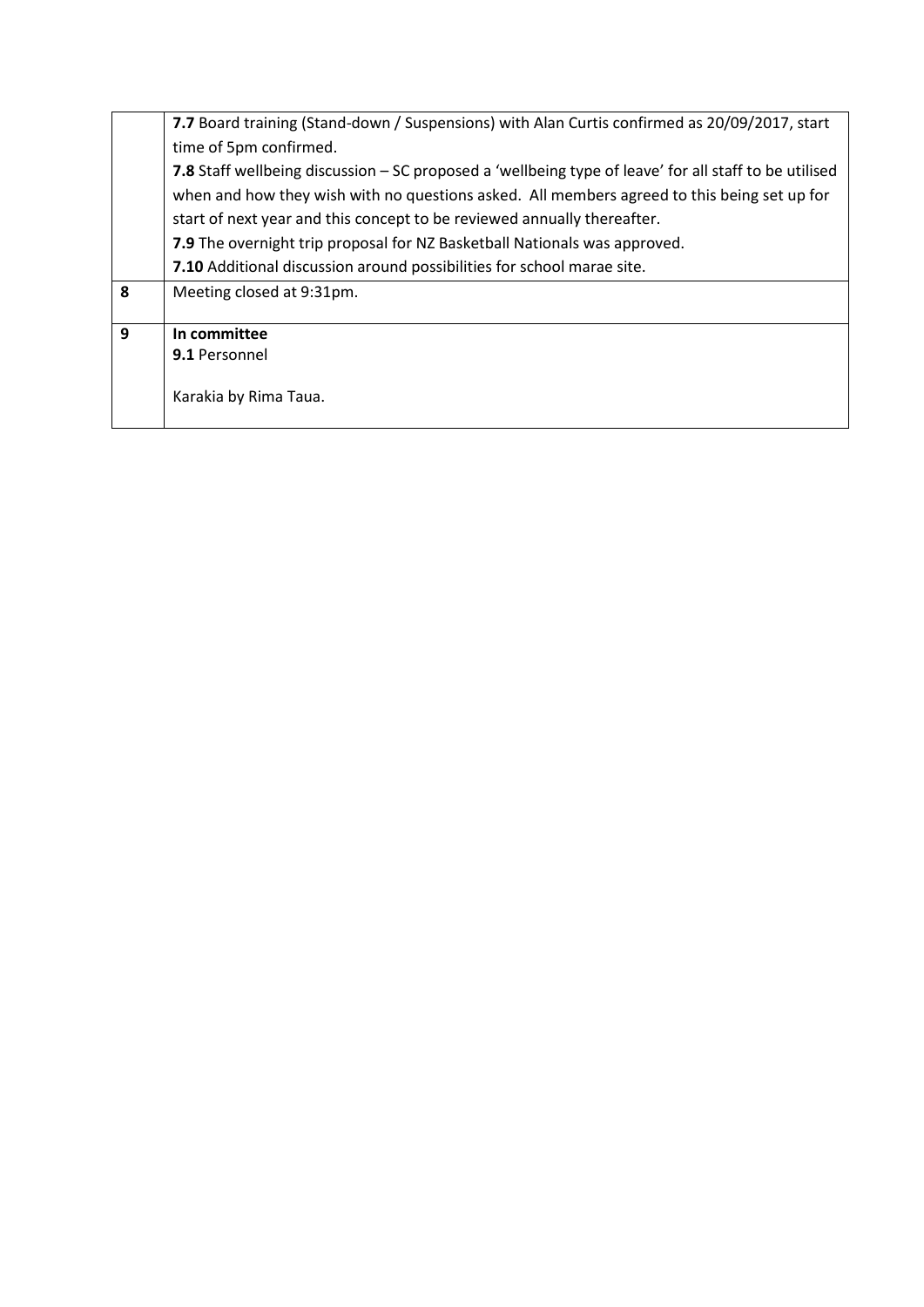| | |
|---|---|
| | **7.7** Board training (Stand-down / Suspensions) with Alan Curtis confirmed as 20/09/2017, start time of 5pm confirmed.<br>**7.8** Staff wellbeing discussion – SC proposed a 'wellbeing type of leave' for all staff to be utilised when and how they wish with no questions asked. All members agreed to this being set up for start of next year and this concept to be reviewed annually thereafter.<br>**7.9** The overnight trip proposal for NZ Basketball Nationals was approved.<br>**7.10** Additional discussion around possibilities for school marae site. |
| **8** | Meeting closed at 9:31pm. |
| **9** | **In committee**<br>**9.1** Personnel<br><br>Karakia by Rima Taua. |